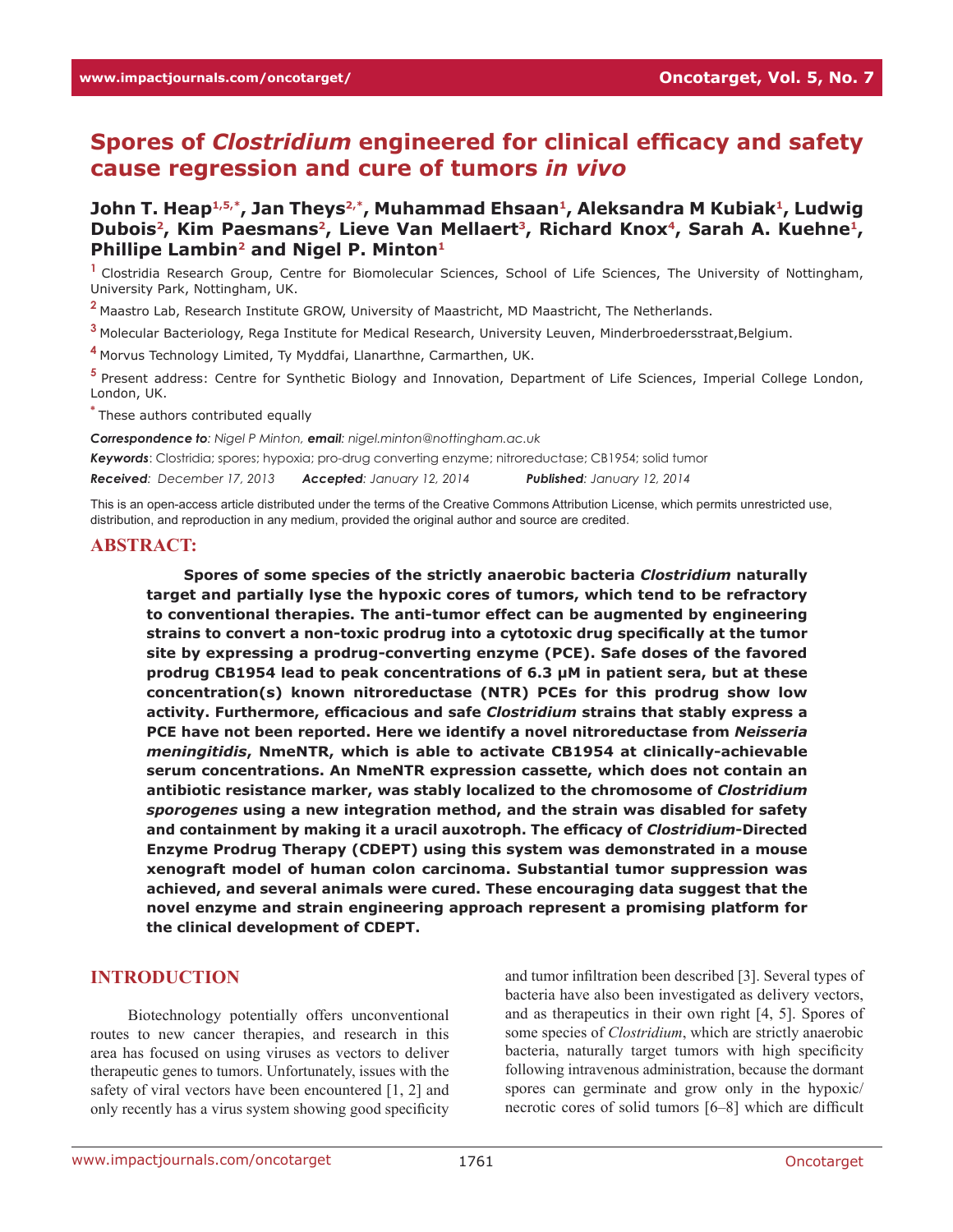# Spores of *Clostridium* engineered for clinical efficacy and safety cause regression and cure of tumors *in vivo*

**John T. Heap[1,5,*], Jan Theys[2,*], Muhammad Ehsaan[1], Aleksandra M Kubiak[1], Ludwig Dubois[2], Kim Paesmans[2], Lieve Van Mellaert[3], Richard Knox[4], Sarah A. Kuehne[1], Phillipe Lambin[2] and Nigel P. Minton[1]**

[1] Clostridia Research Group, Centre for Biomolecular Sciences, School of Life Sciences, The University of Nottingham, University Park, Nottingham, UK.

[2] Maastro Lab, Research Institute GROW, University of Maastricht, MD Maastricht, The Netherlands.

[3] Molecular Bacteriology, Rega Institute for Medical Research, University Leuven, Minderbroedersstraat,Belgium.

[4] Morvus Technology Limited, Ty Myddfai, Llanarthne, Carmarthen, UK.

[5] Present address: Centre for Synthetic Biology and Innovation, Department of Life Sciences, Imperial College London, London, UK.

[*] These authors contributed equally

***Correspondence to**: Nigel P Minton, **email**: nigel.minton@nottingham.ac.uk*

***Keywords***: Clostridia; spores; hypoxia; pro-drug converting enzyme; nitroreductase; CB1954; solid tumor

***Received**: December 17, 2013* ***Accepted**: January 12, 2014* ***Published**: January 12, 2014*

This is an open-access article distributed under the terms of the Creative Commons Attribution License, which permits unrestricted use, distribution, and reproduction in any medium, provided the original author and source are credited.

## ABSTRACT:

**Spores of some species of the strictly anaerobic bacteria *Clostridium* naturally target and partially lyse the hypoxic cores of tumors, which tend to be refractory to conventional therapies. The anti-tumor effect can be augmented by engineering strains to convert a non-toxic prodrug into a cytotoxic drug specifically at the tumor site by expressing a prodrug-converting enzyme (PCE). Safe doses of the favored prodrug CB1954 lead to peak concentrations of 6.3 µM in patient sera, but at these concentration(s) known nitroreductase (NTR) PCEs for this prodrug show low activity. Furthermore, efficacious and safe *Clostridium* strains that stably express a PCE have not been reported. Here we identify a novel nitroreductase from *Neisseria meningitidis*, NmeNTR, which is able to activate CB1954 at clinically-achievable serum concentrations. An NmeNTR expression cassette, which does not contain an antibiotic resistance marker, was stably localized to the chromosome of *Clostridium sporogenes* using a new integration method, and the strain was disabled for safety and containment by making it a uracil auxotroph. The efficacy of *Clostridium*-Directed Enzyme Prodrug Therapy (CDEPT) using this system was demonstrated in a mouse xenograft model of human colon carcinoma. Substantial tumor suppression was achieved, and several animals were cured. These encouraging data suggest that the novel enzyme and strain engineering approach represent a promising platform for the clinical development of CDEPT.**

## INTRODUCTION

Biotechnology potentially offers unconventional routes to new cancer therapies, and research in this area has focused on using viruses as vectors to deliver therapeutic genes to tumors. Unfortunately, issues with the safety of viral vectors have been encountered [1, 2] and only recently has a virus system showing good specificity and tumor infiltration been described [3]. Several types of bacteria have also been investigated as delivery vectors, and as therapeutics in their own right [4, 5]. Spores of some species of *Clostridium*, which are strictly anaerobic bacteria, naturally target tumors with high specificity following intravenous administration, because the dormant spores can germinate and grow only in the hypoxic/necrotic cores of solid tumors [6–8] which are difficult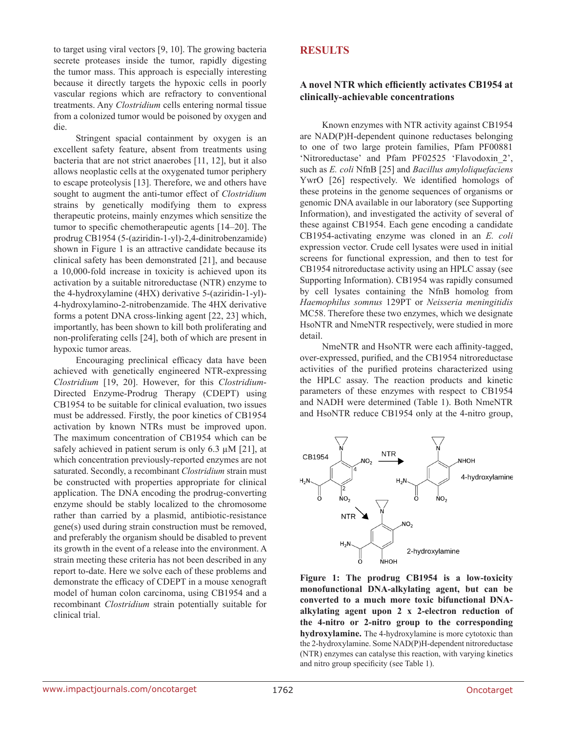to target using viral vectors [9, 10]. The growing bacteria secrete proteases inside the tumor, rapidly digesting the tumor mass. This approach is especially interesting because it directly targets the hypoxic cells in poorly vascular regions which are refractory to conventional treatments. Any *Clostridium* cells entering normal tissue from a colonized tumor would be poisoned by oxygen and die.

Stringent spacial containment by oxygen is an excellent safety feature, absent from treatments using bacteria that are not strict anaerobes [11, 12], but it also allows neoplastic cells at the oxygenated tumor periphery to escape proteolysis [13]. Therefore, we and others have sought to augment the anti-tumor effect of *Clostridium* strains by genetically modifying them to express therapeutic proteins, mainly enzymes which sensitize the tumor to specific chemotherapeutic agents [14–20]. The prodrug CB1954 (5-(aziridin-1-yl)-2,4-dinitrobenzamide) shown in Figure 1 is an attractive candidate because its clinical safety has been demonstrated [21], and because a 10,000-fold increase in toxicity is achieved upon its activation by a suitable nitroreductase (NTR) enzyme to the 4-hydroxylamine (4HX) derivative 5-(aziridin-1-yl)-4-hydroxylamino-2-nitrobenzamide. The 4HX derivative forms a potent DNA cross-linking agent [22, 23] which, importantly, has been shown to kill both proliferating and non-proliferating cells [24], both of which are present in hypoxic tumor areas.

Encouraging preclinical efficacy data have been achieved with genetically engineered NTR-expressing *Clostridium* [19, 20]. However, for this *Clostridium*-Directed Enzyme-Prodrug Therapy (CDEPT) using CB1954 to be suitable for clinical evaluation, two issues must be addressed. Firstly, the poor kinetics of CB1954 activation by known NTRs must be improved upon. The maximum concentration of CB1954 which can be safely achieved in patient serum is only 6.3 µM [21], at which concentration previously-reported enzymes are not saturated. Secondly, a recombinant *Clostridium* strain must be constructed with properties appropriate for clinical application. The DNA encoding the prodrug-converting enzyme should be stably localized to the chromosome rather than carried by a plasmid, antibiotic-resistance gene(s) used during strain construction must be removed, and preferably the organism should be disabled to prevent its growth in the event of a release into the environment. A strain meeting these criteria has not been described in any report to-date. Here we solve each of these problems and demonstrate the efficacy of CDEPT in a mouse xenograft model of human colon carcinoma, using CB1954 and a recombinant *Clostridium* strain potentially suitable for clinical trial.

# RESULTS

## A novel NTR which efficiently activates CB1954 at clinically-achievable concentrations

Known enzymes with NTR activity against CB1954 are NAD(P)H-dependent quinone reductases belonging to one of two large protein families, Pfam PF00881 'Nitroreductase' and Pfam PF02525 'Flavodoxin_2', such as *E. coli* NfnB [25] and *Bacillus amyloliquefaciens* YwrO [26] respectively. We identified homologs of these proteins in the genome sequences of organisms or genomic DNA available in our laboratory (see Supporting Information), and investigated the activity of several of these against CB1954. Each gene encoding a candidate CB1954-activating enzyme was cloned in an *E. coli* expression vector. Crude cell lysates were used in initial screens for functional expression, and then to test for CB1954 nitroreductase activity using an HPLC assay (see Supporting Information). CB1954 was rapidly consumed by cell lysates containing the NfnB homolog from *Haemophilus somnus* 129PT or *Neisseria meningitidis* MC58. Therefore these two enzymes, which we designate HsoNTR and NmeNTR respectively, were studied in more detail.

NmeNTR and HsoNTR were each affinity-tagged, over-expressed, purified, and the CB1954 nitroreductase activities of the purified proteins characterized using the HPLC assay. The reaction products and kinetic parameters of these enzymes with respect to CB1954 and NADH were determined (Table 1). Both NmeNTR and HsoNTR reduce CB1954 only at the 4-nitro group,

**Figure 1: The prodrug CB1954 is a low-toxicity monofunctional DNA-alkylating agent, but can be converted to a much more toxic bifunctional DNA-alkylating agent upon 2 x 2-electron reduction of the 4-nitro or 2-nitro group to the corresponding hydroxylamine.** The 4-hydroxylamine is more cytotoxic than the 2-hydroxylamine. Some NAD(P)H-dependent nitroreductase (NTR) enzymes can catalyse this reaction, with varying kinetics and nitro group specificity (see Table 1).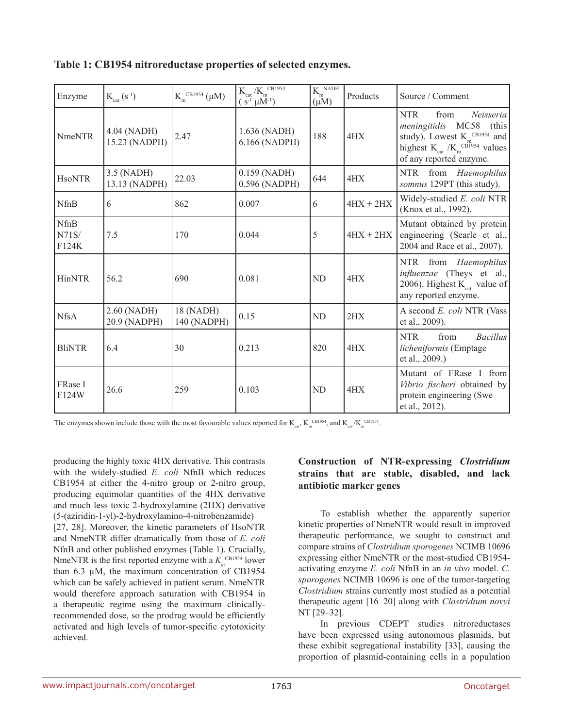**Table 1: CB1954 nitroreductase properties of selected enzymes.**

| Enzyme | $K_{cat}$ ($s^{-1}$) | $K_m^{CB1954}$ (μM) | $K_{cat}/K_m^{CB1954}$ ($s^{-1}$ $\mu M^{-1}$) | $K_m^{NADH}$ (μM) | Products | Source / Comment |
|---|---|---|---|---|---|---|
| NmeNTR | 4.04 (NADH) 15.23 (NADPH) | 2.47 | 1.636 (NADH) 6.166 (NADPH) | 188 | 4HX | NTR from *Neisseria meningitidis* MC58 (this study). Lowest $K_m^{CB1954}$ and highest $K_{cat}/K_m^{CB1954}$ values of any reported enzyme. |
| HsoNTR | 3.5 (NADH) 13.13 (NADPH) | 22.03 | 0.159 (NADH) 0.596 (NADPH) | 644 | 4HX | NTR from *Haemophilus somnus* 129PT (this study). |
| NfnB | 6 | 862 | 0.007 | 6 | 4HX + 2HX | Widely-studied *E. coli* NTR (Knox et al., 1992). |
| NfnB N71S/ F124K | 7.5 | 170 | 0.044 | 5 | 4HX + 2HX | Mutant obtained by protein engineering (Searle et al., 2004 and Race et al., 2007). |
| HinNTR | 56.2 | 690 | 0.081 | ND | 4HX | NTR from *Haemophilus influenzae* (Theys et al., 2006). Highest $K_{cat}$ value of any reported enzyme. |
| NfsA | 2.60 (NADH) 20.9 (NADPH) | 18 (NADH) 140 (NADPH) | 0.15 | ND | 2HX | A second *E. coli* NTR (Vass et al., 2009). |
| BliNTR | 6.4 | 30 | 0.213 | 820 | 4HX | NTR from *Bacillus licheniformis* (Emptage et al., 2009.) |
| FRase I F124W | 26.6 | 259 | 0.103 | ND | 4HX | Mutant of FRase I from *Vibrio fischeri* obtained by protein engineering (Swe et al., 2012). |

The enzymes shown include those with the most favourable values reported for $K_{cat}$, $K_m^{CB1954}$, and $K_{cat}/K_m^{CB1954}$.

producing the highly toxic 4HX derivative. This contrasts with the widely-studied *E. coli* NfnB which reduces CB1954 at either the 4-nitro group or 2-nitro group, producing equimolar quantities of the 4HX derivative and much less toxic 2-hydroxylamine (2HX) derivative (5-(aziridin-1-yl)-2-hydroxylamino-4-nitrobenzamide) [27, 28]. Moreover, the kinetic parameters of HsoNTR and NmeNTR differ dramatically from those of *E. coli* NfnB and other published enzymes (Table 1). Crucially, NmeNTR is the first reported enzyme with a $K_m^{CB1954}$ lower than 6.3 μM, the maximum concentration of CB1954 which can be safely achieved in patient serum. NmeNTR would therefore approach saturation with CB1954 in a therapeutic regime using the maximum clinically-recommended dose, so the prodrug would be efficiently activated and high levels of tumor-specific cytotoxicity achieved.

## Construction of NTR-expressing *Clostridium* strains that are stable, disabled, and lack antibiotic marker genes

To establish whether the apparently superior kinetic properties of NmeNTR would result in improved therapeutic performance, we sought to construct and compare strains of *Clostridium sporogenes* NCIMB 10696 expressing either NmeNTR or the most-studied CB1954-activating enzyme *E. coli* NfnB in an *in vivo* model. *C. sporogenes* NCIMB 10696 is one of the tumor-targeting *Clostridium* strains currently most studied as a potential therapeutic agent [16–20] along with *Clostridium novyi* NT [29–32].

In previous CDEPT studies nitroreductases have been expressed using autonomous plasmids, but these exhibit segregational instability [33], causing the proportion of plasmid-containing cells in a population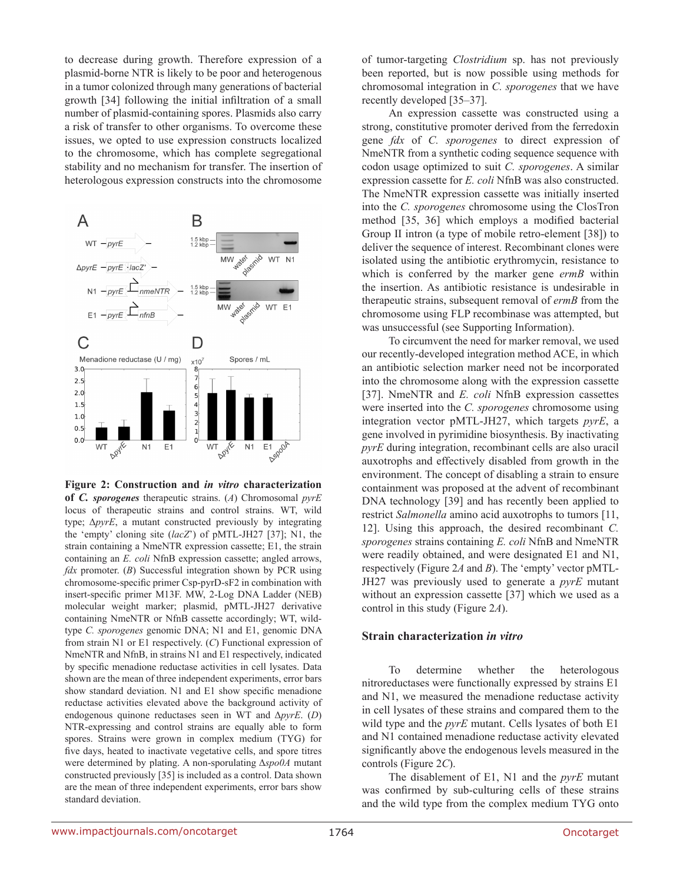to decrease during growth. Therefore expression of a plasmid-borne NTR is likely to be poor and heterogenous in a tumor colonized through many generations of bacterial growth [34] following the initial infiltration of a small number of plasmid-containing spores. Plasmids also carry a risk of transfer to other organisms. To overcome these issues, we opted to use expression constructs localized to the chromosome, which has complete segregational stability and no mechanism for transfer. The insertion of heterologous expression constructs into the chromosome of tumor-targeting *Clostridium* sp. has not previously been reported, but is now possible using methods for chromosomal integration in *C. sporogenes* that we have recently developed [35–37].

An expression cassette was constructed using a strong, constitutive promoter derived from the ferredoxin gene *fdx* of *C. sporogenes* to direct expression of NmeNTR from a synthetic coding sequence sequence with codon usage optimized to suit *C. sporogenes*. A similar expression cassette for *E. coli* NfnB was also constructed. The NmeNTR expression cassette was initially inserted into the *C. sporogenes* chromosome using the ClosTron method [35, 36] which employs a modified bacterial Group II intron (a type of mobile retro-element [38]) to deliver the sequence of interest. Recombinant clones were isolated using the antibiotic erythromycin, resistance to which is conferred by the marker gene *ermB* within the insertion. As antibiotic resistance is undesirable in therapeutic strains, subsequent removal of *ermB* from the chromosome using FLP recombinase was attempted, but was unsuccessful (see Supporting Information).

To circumvent the need for marker removal, we used our recently-developed integration method ACE, in which an antibiotic selection marker need not be incorporated into the chromosome along with the expression cassette [37]. NmeNTR and *E. coli* NfnB expression cassettes were inserted into the *C. sporogenes* chromosome using integration vector pMTL-JH27, which targets *pyrE*, a gene involved in pyrimidine biosynthesis. By inactivating *pyrE* during integration, recombinant cells are also uracil auxotrophs and effectively disabled from growth in the environment. The concept of disabling a strain to ensure containment was proposed at the advent of recombinant DNA technology [39] and has recently been applied to restrict *Salmonella* amino acid auxotrophs to tumors [11, 12]. Using this approach, the desired recombinant *C. sporogenes* strains containing *E. coli* NfnB and NmeNTR were readily obtained, and were designated E1 and N1, respectively (Figure 2*A* and *B*). The 'empty' vector pMTL-JH27 was previously used to generate a *pyrE* mutant without an expression cassette [37] which we used as a control in this study (Figure 2*A*).

**Figure 2: Construction and *in vitro* characterization of *C. sporogenes* therapeutic strains.** (*A*) Chromosomal *pyrE* locus of therapeutic strains and control strains. WT, wild type; Δ*pyrE*, a mutant constructed previously by integrating the 'empty' cloning site (*lacZ*') of pMTL-JH27 [37]; N1, the strain containing a NmeNTR expression cassette; E1, the strain containing an *E. coli* NfnB expression cassette; angled arrows, *fdx* promoter. (*B*) Successful integration shown by PCR using chromosome-specific primer Csp-pyrD-sF2 in combination with insert-specific primer M13F. MW, 2-Log DNA Ladder (NEB) molecular weight marker; plasmid, pMTL-JH27 derivative containing NmeNTR or NfnB cassette accordingly; WT, wild-type *C. sporogenes* genomic DNA; N1 and E1, genomic DNA from strain N1 or E1 respectively. (*C*) Functional expression of NmeNTR and NfnB, in strains N1 and E1 respectively, indicated by specific menadione reductase activities in cell lysates. Data shown are the mean of three independent experiments, error bars show standard deviation. N1 and E1 show specific menadione reductase activities elevated above the background activity of endogenous quinone reductases seen in WT and Δ*pyrE*. (*D*) NTR-expressing and control strains are equally able to form spores. Strains were grown in complex medium (TYG) for five days, heated to inactivate vegetative cells, and spore titres were determined by plating. A non-sporulating Δ*spo0A* mutant constructed previously [35] is included as a control. Data shown are the mean of three independent experiments, error bars show standard deviation.

## Strain characterization *in vitro*

To determine whether the heterologous nitroreductases were functionally expressed by strains E1 and N1, we measured the menadione reductase activity in cell lysates of these strains and compared them to the wild type and the *pyrE* mutant. Cells lysates of both E1 and N1 contained menadione reductase activity elevated significantly above the endogenous levels measured in the controls (Figure 2*C*).

The disablement of E1, N1 and the *pyrE* mutant was confirmed by sub-culturing cells of these strains and the wild type from the complex medium TYG onto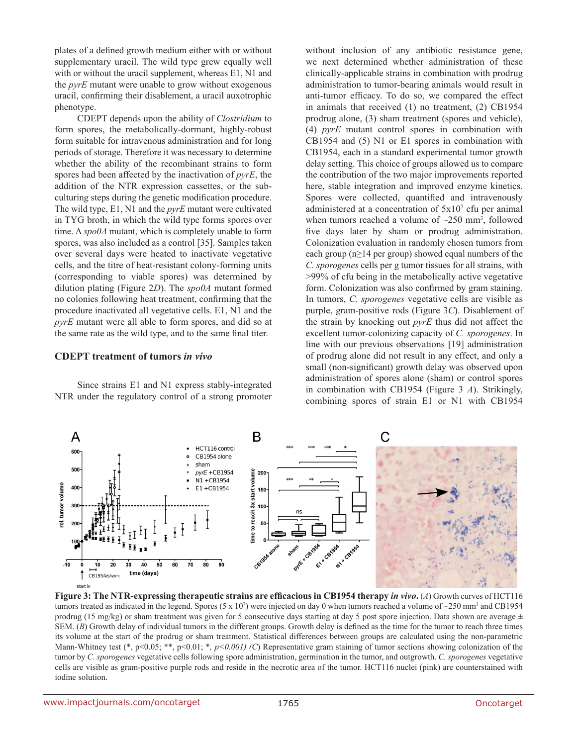plates of a defined growth medium either with or without supplementary uracil. The wild type grew equally well with or without the uracil supplement, whereas E1, N1 and the *pyrE* mutant were unable to grow without exogenous uracil, confirming their disablement, a uracil auxotrophic phenotype.

CDEPT depends upon the ability of *Clostridium* to form spores, the metabolically-dormant, highly-robust form suitable for intravenous administration and for long periods of storage. Therefore it was necessary to determine whether the ability of the recombinant strains to form spores had been affected by the inactivation of *pyrE*, the addition of the NTR expression cassettes, or the sub-culturing steps during the genetic modification procedure. The wild type, E1, N1 and the *pyrE* mutant were cultivated in TYG broth, in which the wild type forms spores over time. A *spo0A* mutant, which is completely unable to form spores, was also included as a control [35]. Samples taken over several days were heated to inactivate vegetative cells, and the titre of heat-resistant colony-forming units (corresponding to viable spores) was determined by dilution plating (Figure 2*D*). The *spo0A* mutant formed no colonies following heat treatment, confirming that the procedure inactivated all vegetative cells. E1, N1 and the *pyrE* mutant were all able to form spores, and did so at the same rate as the wild type, and to the same final titer.

### CDEPT treatment of tumors *in vivo*

Since strains E1 and N1 express stably-integrated NTR under the regulatory control of a strong promoter without inclusion of any antibiotic resistance gene, we next determined whether administration of these clinically-applicable strains in combination with prodrug administration to tumor-bearing animals would result in anti-tumor efficacy. To do so, we compared the effect in animals that received (1) no treatment, (2) CB1954 prodrug alone, (3) sham treatment (spores and vehicle), (4) *pyrE* mutant control spores in combination with CB1954 and (5) N1 or E1 spores in combination with CB1954, each in a standard experimental tumor growth delay setting. This choice of groups allowed us to compare the contribution of the two major improvements reported here, stable integration and improved enzyme kinetics. Spores were collected, quantified and intravenously administered at a concentration of $5 \times 10^7$ cfu per animal when tumors reached a volume of ~250 mm$^3$, followed five days later by sham or prodrug administration. Colonization evaluation in randomly chosen tumors from each group (n≥14 per group) showed equal numbers of the *C. sporogenes* cells per g tumor tissues for all strains, with >99% of cfu being in the metabolically active vegetative form. Colonization was also confirmed by gram staining. In tumors, *C. sporogenes* vegetative cells are visible as purple, gram-positive rods (Figure 3*C*). Disablement of the strain by knocking out *pyrE* thus did not affect the excellent tumor-colonizing capacity of *C. sporogenes*. In line with our previous observations [19] administration of prodrug alone did not result in any effect, and only a small (non-significant) growth delay was observed upon administration of spores alone (sham) or control spores in combination with CB1954 (Figure 3 *A*). Strikingly, combining spores of strain E1 or N1 with CB1954

**Figure 3: The NTR-expressing therapeutic strains are efficacious in CB1954 therapy *in vivo*.** (*A*) Growth curves of HCT116 tumors treated as indicated in the legend. Spores ($5 \times 10^7$) were injected on day 0 when tumors reached a volume of ~250 mm$^3$ and CB1954 prodrug (15 mg/kg) or sham treatment was given for 5 consecutive days starting at day 5 post spore injection. Data shown are average ± SEM. (*B*) Growth delay of individual tumors in the different groups. Growth delay is defined as the time for the tumor to reach three times its volume at the start of the prodrug or sham treatment. Statistical differences between groups are calculated using the non-parametric Mann-Whitney test (*, $p<0.05$; **, $p<0.01$; *, *p<0.001)* (*C*) Representative gram staining of tumor sections showing colonization of the tumor by *C. sporogenes* vegetative cells following spore administration, germination in the tumor, and outgrowth. *C. sporogenes* vegetative cells are visible as gram-positive purple rods and reside in the necrotic area of the tumor. HCT116 nuclei (pink) are counterstained with iodine solution.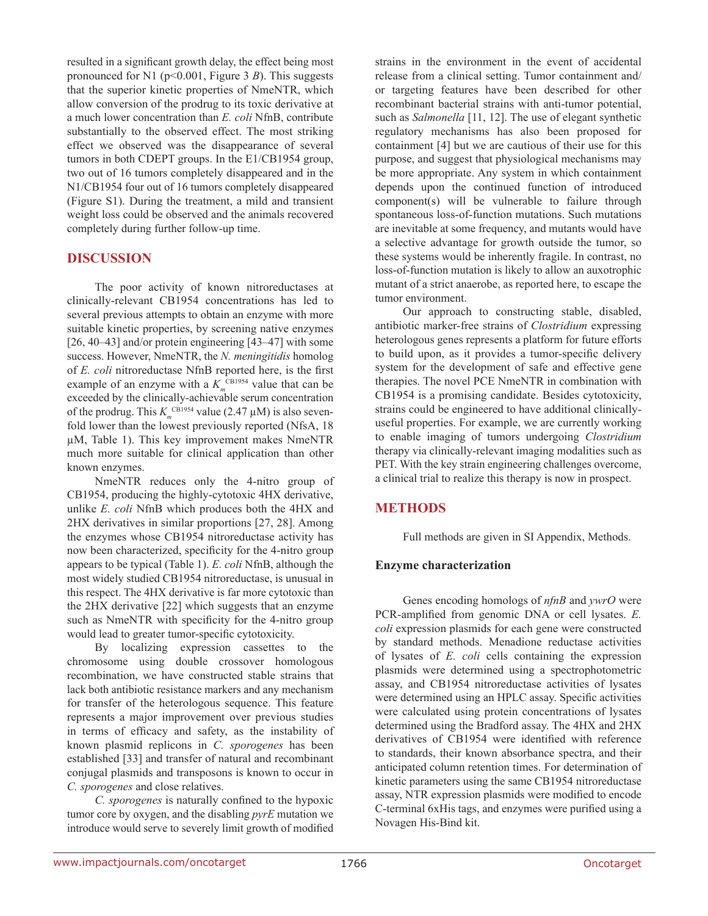resulted in a significant growth delay, the effect being most pronounced for N1 ($p<0.001$, Figure 3 *B*). This suggests that the superior kinetic properties of NmeNTR, which allow conversion of the prodrug to its toxic derivative at a much lower concentration than *E. coli* NfnB, contribute substantially to the observed effect. The most striking effect we observed was the disappearance of several tumors in both CDEPT groups. In the E1/CB1954 group, two out of 16 tumors completely disappeared and in the N1/CB1954 four out of 16 tumors completely disappeared (Figure S1). During the treatment, a mild and transient weight loss could be observed and the animals recovered completely during further follow-up time.

## DISCUSSION

The poor activity of known nitroreductases at clinically-relevant CB1954 concentrations has led to several previous attempts to obtain an enzyme with more suitable kinetic properties, by screening native enzymes [26, 40–43] and/or protein engineering [43–47] with some success. However, NmeNTR, the *N. meningitidis* homolog of *E. coli* nitroreductase NfnB reported here, is the first example of an enzyme with a $K_m^{CB1954}$ value that can be exceeded by the clinically-achievable serum concentration of the prodrug. This $K_m^{CB1954}$ value (2.47 μM) is also seven-fold lower than the lowest previously reported (NfsA, 18 μM, Table 1). This key improvement makes NmeNTR much more suitable for clinical application than other known enzymes.

NmeNTR reduces only the 4-nitro group of CB1954, producing the highly-cytotoxic 4HX derivative, unlike *E. coli* NfnB which produces both the 4HX and 2HX derivatives in similar proportions [27, 28]. Among the enzymes whose CB1954 nitroreductase activity has now been characterized, specificity for the 4-nitro group appears to be typical (Table 1). *E. coli* NfnB, although the most widely studied CB1954 nitroreductase, is unusual in this respect. The 4HX derivative is far more cytotoxic than the 2HX derivative [22] which suggests that an enzyme such as NmeNTR with specificity for the 4-nitro group would lead to greater tumor-specific cytotoxicity.

By localizing expression cassettes to the chromosome using double crossover homologous recombination, we have constructed stable strains that lack both antibiotic resistance markers and any mechanism for transfer of the heterologous sequence. This feature represents a major improvement over previous studies in terms of efficacy and safety, as the instability of known plasmid replicons in *C. sporogenes* has been established [33] and transfer of natural and recombinant conjugal plasmids and transposons is known to occur in *C. sporogenes* and close relatives.

*C. sporogenes* is naturally confined to the hypoxic tumor core by oxygen, and the disabling *pyrE* mutation we introduce would serve to severely limit growth of modified strains in the environment in the event of accidental release from a clinical setting. Tumor containment and/or targeting features have been described for other recombinant bacterial strains with anti-tumor potential, such as *Salmonella* [11, 12]. The use of elegant synthetic regulatory mechanisms has also been proposed for containment [4] but we are cautious of their use for this purpose, and suggest that physiological mechanisms may be more appropriate. Any system in which containment depends upon the continued function of introduced component(s) will be vulnerable to failure through spontaneous loss-of-function mutations. Such mutations are inevitable at some frequency, and mutants would have a selective advantage for growth outside the tumor, so these systems would be inherently fragile. In contrast, no loss-of-function mutation is likely to allow an auxotrophic mutant of a strict anaerobe, as reported here, to escape the tumor environment.

Our approach to constructing stable, disabled, antibiotic marker-free strains of *Clostridium* expressing heterologous genes represents a platform for future efforts to build upon, as it provides a tumor-specific delivery system for the development of safe and effective gene therapies. The novel PCE NmeNTR in combination with CB1954 is a promising candidate. Besides cytotoxicity, strains could be engineered to have additional clinically-useful properties. For example, we are currently working to enable imaging of tumors undergoing *Clostridium* therapy via clinically-relevant imaging modalities such as PET. With the key strain engineering challenges overcome, a clinical trial to realize this therapy is now in prospect.

## METHODS

Full methods are given in SI Appendix, Methods.

### Enzyme characterization

Genes encoding homologs of *nfnB* and *ywrO* were PCR-amplified from genomic DNA or cell lysates. *E. coli* expression plasmids for each gene were constructed by standard methods. Menadione reductase activities of lysates of *E. coli* cells containing the expression plasmids were determined using a spectrophotometric assay, and CB1954 nitroreductase activities of lysates were determined using an HPLC assay. Specific activities were calculated using protein concentrations of lysates determined using the Bradford assay. The 4HX and 2HX derivatives of CB1954 were identified with reference to standards, their known absorbance spectra, and their anticipated column retention times. For determination of kinetic parameters using the same CB1954 nitroreductase assay, NTR expression plasmids were modified to encode C-terminal 6xHis tags, and enzymes were purified using a Novagen His-Bind kit.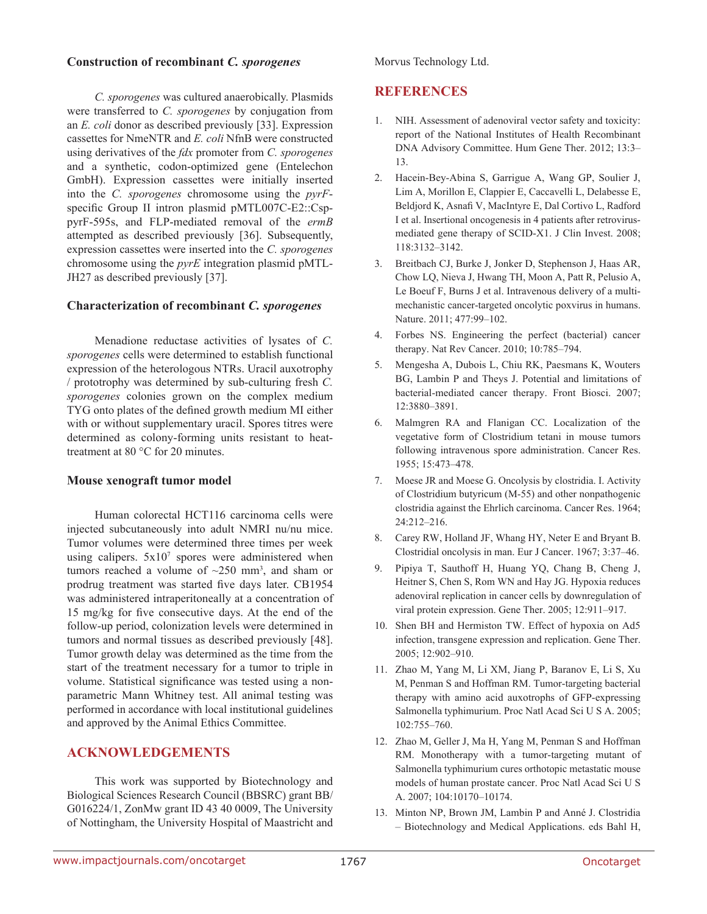### Construction of recombinant *C. sporogenes*

*C. sporogenes* was cultured anaerobically. Plasmids were transferred to *C. sporogenes* by conjugation from an *E. coli* donor as described previously [33]. Expression cassettes for NmeNTR and *E. coli* NfnB were constructed using derivatives of the *fdx* promoter from *C. sporogenes* and a synthetic, codon-optimized gene (Entelechon GmbH). Expression cassettes were initially inserted into the *C. sporogenes* chromosome using the *pyrF*-specific Group II intron plasmid pMTL007C-E2::Csp-pyrF-595s, and FLP-mediated removal of the *ermB* attempted as described previously [36]. Subsequently, expression cassettes were inserted into the *C. sporogenes* chromosome using the *pyrE* integration plasmid pMTL-JH27 as described previously [37].

### Characterization of recombinant *C. sporogenes*

Menadione reductase activities of lysates of *C. sporogenes* cells were determined to establish functional expression of the heterologous NTRs. Uracil auxotrophy / prototrophy was determined by sub-culturing fresh *C. sporogenes* colonies grown on the complex medium TYG onto plates of the defined growth medium MI either with or without supplementary uracil. Spores titres were determined as colony-forming units resistant to heat-treatment at 80 °C for 20 minutes.

### Mouse xenograft tumor model

Human colorectal HCT116 carcinoma cells were injected subcutaneously into adult NMRI nu/nu mice. Tumor volumes were determined three times per week using calipers. $5x10^7$ spores were administered when tumors reached a volume of ~250 $mm^3$, and sham or prodrug treatment was started five days later. CB1954 was administered intraperitoneally at a concentration of 15 mg/kg for five consecutive days. At the end of the follow-up period, colonization levels were determined in tumors and normal tissues as described previously [48]. Tumor growth delay was determined as the time from the start of the treatment necessary for a tumor to triple in volume. Statistical significance was tested using a non-parametric Mann Whitney test. All animal testing was performed in accordance with local institutional guidelines and approved by the Animal Ethics Committee.

## ACKNOWLEDGEMENTS

This work was supported by Biotechnology and Biological Sciences Research Council (BBSRC) grant BB/G016224/1, ZonMw grant ID 43 40 0009, The University of Nottingham, the University Hospital of Maastricht and Morvus Technology Ltd.

## REFERENCES

1. NIH. Assessment of adenoviral vector safety and toxicity: report of the National Institutes of Health Recombinant DNA Advisory Committee. Hum Gene Ther. 2012; 13:3–13.
2. Hacein-Bey-Abina S, Garrigue A, Wang GP, Soulier J, Lim A, Morillon E, Clappier E, Caccavelli L, Delabesse E, Beldjord K, Asnafi V, MacIntyre E, Dal Cortivo L, Radford I et al. Insertional oncogenesis in 4 patients after retrovirus-mediated gene therapy of SCID-X1. J Clin Invest. 2008; 118:3132–3142.
3. Breitbach CJ, Burke J, Jonker D, Stephenson J, Haas AR, Chow LQ, Nieva J, Hwang TH, Moon A, Patt R, Pelusio A, Le Boeuf F, Burns J et al. Intravenous delivery of a multi-mechanistic cancer-targeted oncolytic poxvirus in humans. Nature. 2011; 477:99–102.
4. Forbes NS. Engineering the perfect (bacterial) cancer therapy. Nat Rev Cancer. 2010; 10:785–794.
5. Mengesha A, Dubois L, Chiu RK, Paesmans K, Wouters BG, Lambin P and Theys J. Potential and limitations of bacterial-mediated cancer therapy. Front Biosci. 2007; 12:3880–3891.
6. Malmgren RA and Flanigan CC. Localization of the vegetative form of Clostridium tetani in mouse tumors following intravenous spore administration. Cancer Res. 1955; 15:473–478.
7. Moese JR and Moese G. Oncolysis by clostridia. I. Activity of Clostridium butyricum (M-55) and other nonpathogenic clostridia against the Ehrlich carcinoma. Cancer Res. 1964; 24:212–216.
8. Carey RW, Holland JF, Whang HY, Neter E and Bryant B. Clostridial oncolysis in man. Eur J Cancer. 1967; 3:37–46.
9. Pipiya T, Sauthoff H, Huang YQ, Chang B, Cheng J, Heitner S, Chen S, Rom WN and Hay JG. Hypoxia reduces adenoviral replication in cancer cells by downregulation of viral protein expression. Gene Ther. 2005; 12:911–917.
10. Shen BH and Hermiston TW. Effect of hypoxia on Ad5 infection, transgene expression and replication. Gene Ther. 2005; 12:902–910.
11. Zhao M, Yang M, Li XM, Jiang P, Baranov E, Li S, Xu M, Penman S and Hoffman RM. Tumor-targeting bacterial therapy with amino acid auxotrophs of GFP-expressing Salmonella typhimurium. Proc Natl Acad Sci U S A. 2005; 102:755–760.
12. Zhao M, Geller J, Ma H, Yang M, Penman S and Hoffman RM. Monotherapy with a tumor-targeting mutant of Salmonella typhimurium cures orthotopic metastatic mouse models of human prostate cancer. Proc Natl Acad Sci U S A. 2007; 104:10170–10174.
13. Minton NP, Brown JM, Lambin P and Anné J. Clostridia – Biotechnology and Medical Applications. eds Bahl H,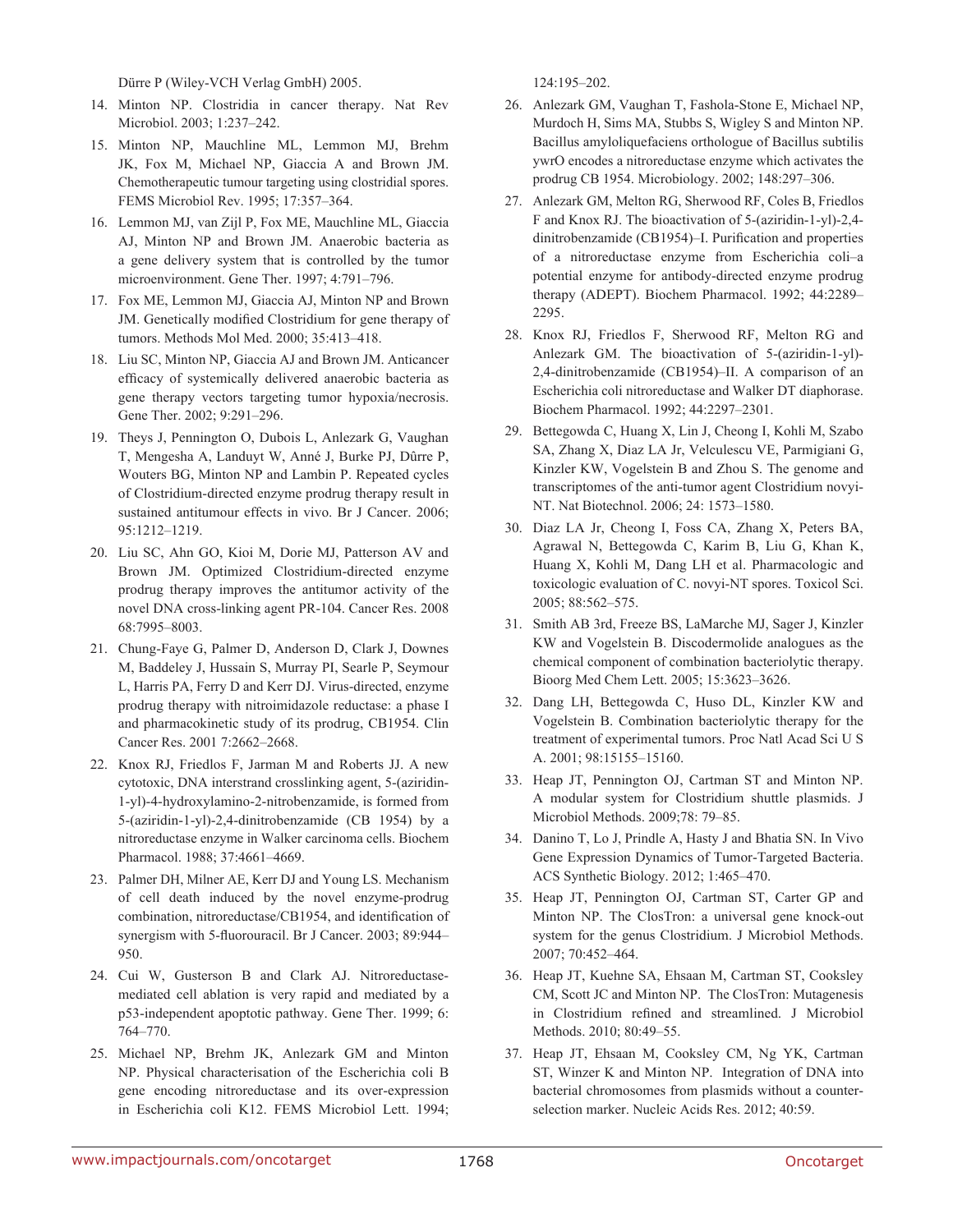Dürre P (Wiley-VCH Verlag GmbH) 2005.

14. Minton NP. Clostridia in cancer therapy. Nat Rev Microbiol. 2003; 1:237–242.
15. Minton NP, Mauchline ML, Lemmon MJ, Brehm JK, Fox M, Michael NP, Giaccia A and Brown JM. Chemotherapeutic tumour targeting using clostridial spores. FEMS Microbiol Rev. 1995; 17:357–364.
16. Lemmon MJ, van Zijl P, Fox ME, Mauchline ML, Giaccia AJ, Minton NP and Brown JM. Anaerobic bacteria as a gene delivery system that is controlled by the tumor microenvironment. Gene Ther. 1997; 4:791–796.
17. Fox ME, Lemmon MJ, Giaccia AJ, Minton NP and Brown JM. Genetically modified Clostridium for gene therapy of tumors. Methods Mol Med. 2000; 35:413–418.
18. Liu SC, Minton NP, Giaccia AJ and Brown JM. Anticancer efficacy of systemically delivered anaerobic bacteria as gene therapy vectors targeting tumor hypoxia/necrosis. Gene Ther. 2002; 9:291–296.
19. Theys J, Pennington O, Dubois L, Anlezark G, Vaughan T, Mengesha A, Landuyt W, Anné J, Burke PJ, Dûrre P, Wouters BG, Minton NP and Lambin P. Repeated cycles of Clostridium-directed enzyme prodrug therapy result in sustained antitumour effects in vivo. Br J Cancer. 2006; 95:1212–1219.
20. Liu SC, Ahn GO, Kioi M, Dorie MJ, Patterson AV and Brown JM. Optimized Clostridium-directed enzyme prodrug therapy improves the antitumor activity of the novel DNA cross-linking agent PR-104. Cancer Res. 2008 68:7995–8003.
21. Chung-Faye G, Palmer D, Anderson D, Clark J, Downes M, Baddeley J, Hussain S, Murray PI, Searle P, Seymour L, Harris PA, Ferry D and Kerr DJ. Virus-directed, enzyme prodrug therapy with nitroimidazole reductase: a phase I and pharmacokinetic study of its prodrug, CB1954. Clin Cancer Res. 2001 7:2662–2668.
22. Knox RJ, Friedlos F, Jarman M and Roberts JJ. A new cytotoxic, DNA interstrand crosslinking agent, 5-(aziridin-1-yl)-4-hydroxylamino-2-nitrobenzamide, is formed from 5-(aziridin-1-yl)-2,4-dinitrobenzamide (CB 1954) by a nitroreductase enzyme in Walker carcinoma cells. Biochem Pharmacol. 1988; 37:4661–4669.
23. Palmer DH, Milner AE, Kerr DJ and Young LS. Mechanism of cell death induced by the novel enzyme-prodrug combination, nitroreductase/CB1954, and identification of synergism with 5-fluorouracil. Br J Cancer. 2003; 89:944–950.
24. Cui W, Gusterson B and Clark AJ. Nitroreductase-mediated cell ablation is very rapid and mediated by a p53-independent apoptotic pathway. Gene Ther. 1999; 6: 764–770.
25. Michael NP, Brehm JK, Anlezark GM and Minton NP. Physical characterisation of the Escherichia coli B gene encoding nitroreductase and its over-expression in Escherichia coli K12. FEMS Microbiol Lett. 1994; 124:195–202.
26. Anlezark GM, Vaughan T, Fashola-Stone E, Michael NP, Murdoch H, Sims MA, Stubbs S, Wigley S and Minton NP. Bacillus amyloliquefaciens orthologue of Bacillus subtilis ywrO encodes a nitroreductase enzyme which activates the prodrug CB 1954. Microbiology. 2002; 148:297–306.
27. Anlezark GM, Melton RG, Sherwood RF, Coles B, Friedlos F and Knox RJ. The bioactivation of 5-(aziridin-1-yl)-2,4-dinitrobenzamide (CB1954)–I. Purification and properties of a nitroreductase enzyme from Escherichia coli–a potential enzyme for antibody-directed enzyme prodrug therapy (ADEPT). Biochem Pharmacol. 1992; 44:2289–2295.
28. Knox RJ, Friedlos F, Sherwood RF, Melton RG and Anlezark GM. The bioactivation of 5-(aziridin-1-yl)-2,4-dinitrobenzamide (CB1954)–II. A comparison of an Escherichia coli nitroreductase and Walker DT diaphorase. Biochem Pharmacol. 1992; 44:2297–2301.
29. Bettegowda C, Huang X, Lin J, Cheong I, Kohli M, Szabo SA, Zhang X, Diaz LA Jr, Velculescu VE, Parmigiani G, Kinzler KW, Vogelstein B and Zhou S. The genome and transcriptomes of the anti-tumor agent Clostridium novyi-NT. Nat Biotechnol. 2006; 24: 1573–1580.
30. Diaz LA Jr, Cheong I, Foss CA, Zhang X, Peters BA, Agrawal N, Bettegowda C, Karim B, Liu G, Khan K, Huang X, Kohli M, Dang LH et al. Pharmacologic and toxicologic evaluation of C. novyi-NT spores. Toxicol Sci. 2005; 88:562–575.
31. Smith AB 3rd, Freeze BS, LaMarche MJ, Sager J, Kinzler KW and Vogelstein B. Discodermolide analogues as the chemical component of combination bacteriolytic therapy. Bioorg Med Chem Lett. 2005; 15:3623–3626.
32. Dang LH, Bettegowda C, Huso DL, Kinzler KW and Vogelstein B. Combination bacteriolytic therapy for the treatment of experimental tumors. Proc Natl Acad Sci U S A. 2001; 98:15155–15160.
33. Heap JT, Pennington OJ, Cartman ST and Minton NP. A modular system for Clostridium shuttle plasmids. J Microbiol Methods. 2009;78: 79–85.
34. Danino T, Lo J, Prindle A, Hasty J and Bhatia SN. In Vivo Gene Expression Dynamics of Tumor-Targeted Bacteria. ACS Synthetic Biology. 2012; 1:465–470.
35. Heap JT, Pennington OJ, Cartman ST, Carter GP and Minton NP. The ClosTron: a universal gene knock-out system for the genus Clostridium. J Microbiol Methods. 2007; 70:452–464.
36. Heap JT, Kuehne SA, Ehsaan M, Cartman ST, Cooksley CM, Scott JC and Minton NP. The ClosTron: Mutagenesis in Clostridium refined and streamlined. J Microbiol Methods. 2010; 80:49–55.
37. Heap JT, Ehsaan M, Cooksley CM, Ng YK, Cartman ST, Winzer K and Minton NP. Integration of DNA into bacterial chromosomes from plasmids without a counter-selection marker. Nucleic Acids Res. 2012; 40:59.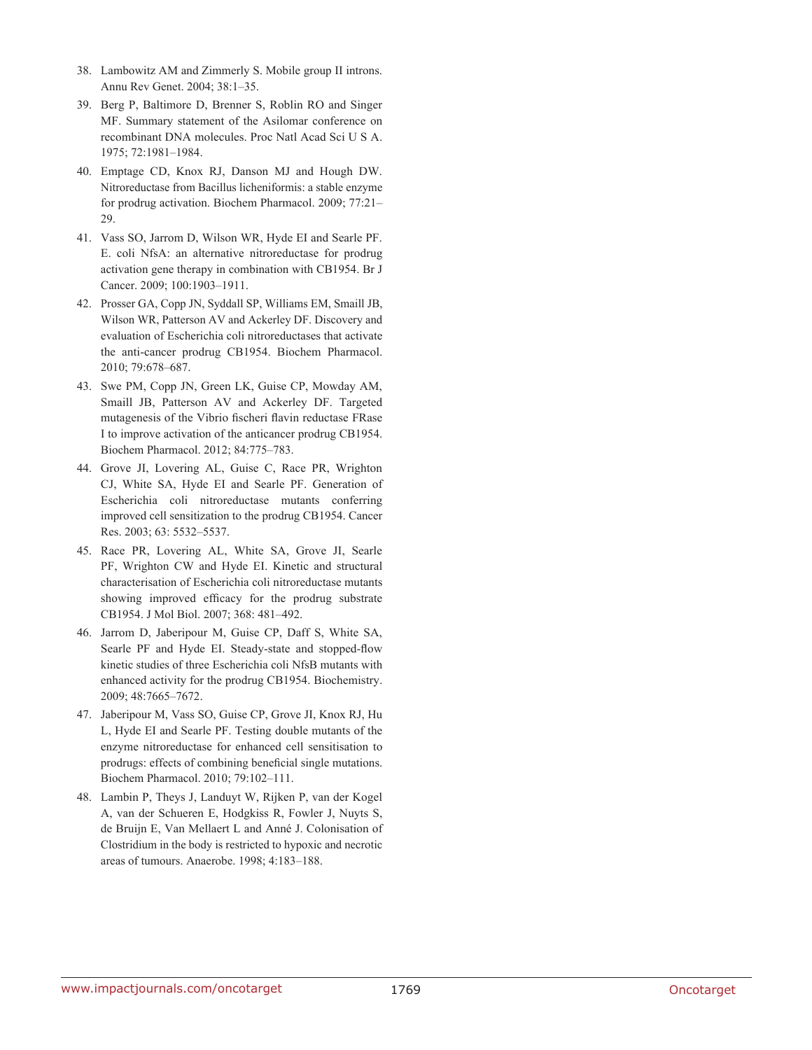38. Lambowitz AM and Zimmerly S. Mobile group II introns. Annu Rev Genet. 2004; 38:1–35.
39. Berg P, Baltimore D, Brenner S, Roblin RO and Singer MF. Summary statement of the Asilomar conference on recombinant DNA molecules. Proc Natl Acad Sci U S A. 1975; 72:1981–1984.
40. Emptage CD, Knox RJ, Danson MJ and Hough DW. Nitroreductase from Bacillus licheniformis: a stable enzyme for prodrug activation. Biochem Pharmacol. 2009; 77:21–29.
41. Vass SO, Jarrom D, Wilson WR, Hyde EI and Searle PF. E. coli NfsA: an alternative nitroreductase for prodrug activation gene therapy in combination with CB1954. Br J Cancer. 2009; 100:1903–1911.
42. Prosser GA, Copp JN, Syddall SP, Williams EM, Smaill JB, Wilson WR, Patterson AV and Ackerley DF. Discovery and evaluation of Escherichia coli nitroreductases that activate the anti-cancer prodrug CB1954. Biochem Pharmacol. 2010; 79:678–687.
43. Swe PM, Copp JN, Green LK, Guise CP, Mowday AM, Smaill JB, Patterson AV and Ackerley DF. Targeted mutagenesis of the Vibrio fischeri flavin reductase FRase I to improve activation of the anticancer prodrug CB1954. Biochem Pharmacol. 2012; 84:775–783.
44. Grove JI, Lovering AL, Guise C, Race PR, Wrighton CJ, White SA, Hyde EI and Searle PF. Generation of Escherichia coli nitroreductase mutants conferring improved cell sensitization to the prodrug CB1954. Cancer Res. 2003; 63: 5532–5537.
45. Race PR, Lovering AL, White SA, Grove JI, Searle PF, Wrighton CW and Hyde EI. Kinetic and structural characterisation of Escherichia coli nitroreductase mutants showing improved efficacy for the prodrug substrate CB1954. J Mol Biol. 2007; 368: 481–492.
46. Jarrom D, Jaberipour M, Guise CP, Daff S, White SA, Searle PF and Hyde EI. Steady-state and stopped-flow kinetic studies of three Escherichia coli NfsB mutants with enhanced activity for the prodrug CB1954. Biochemistry. 2009; 48:7665–7672.
47. Jaberipour M, Vass SO, Guise CP, Grove JI, Knox RJ, Hu L, Hyde EI and Searle PF. Testing double mutants of the enzyme nitroreductase for enhanced cell sensitisation to prodrugs: effects of combining beneficial single mutations. Biochem Pharmacol. 2010; 79:102–111.
48. Lambin P, Theys J, Landuyt W, Rijken P, van der Kogel A, van der Schueren E, Hodgkiss R, Fowler J, Nuyts S, de Bruijn E, Van Mellaert L and Anné J. Colonisation of Clostridium in the body is restricted to hypoxic and necrotic areas of tumours. Anaerobe. 1998; 4:183–188.